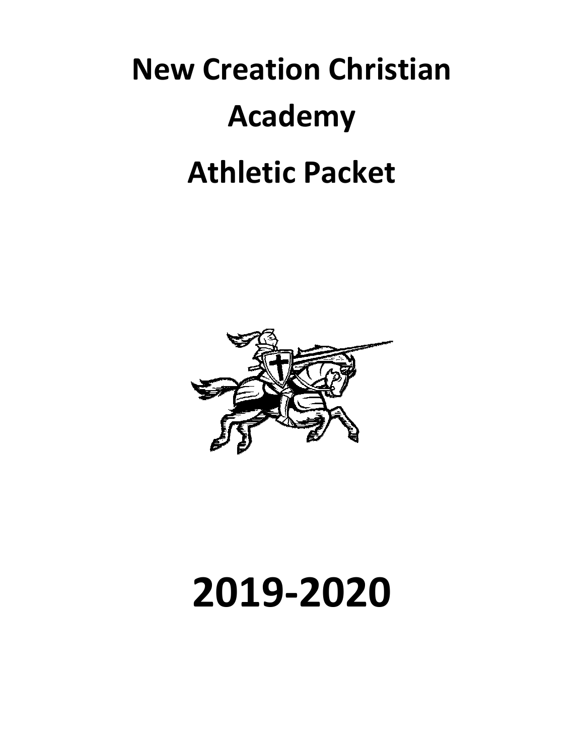# New Creation Christian Academy

# Athletic Packet

# 2019-2020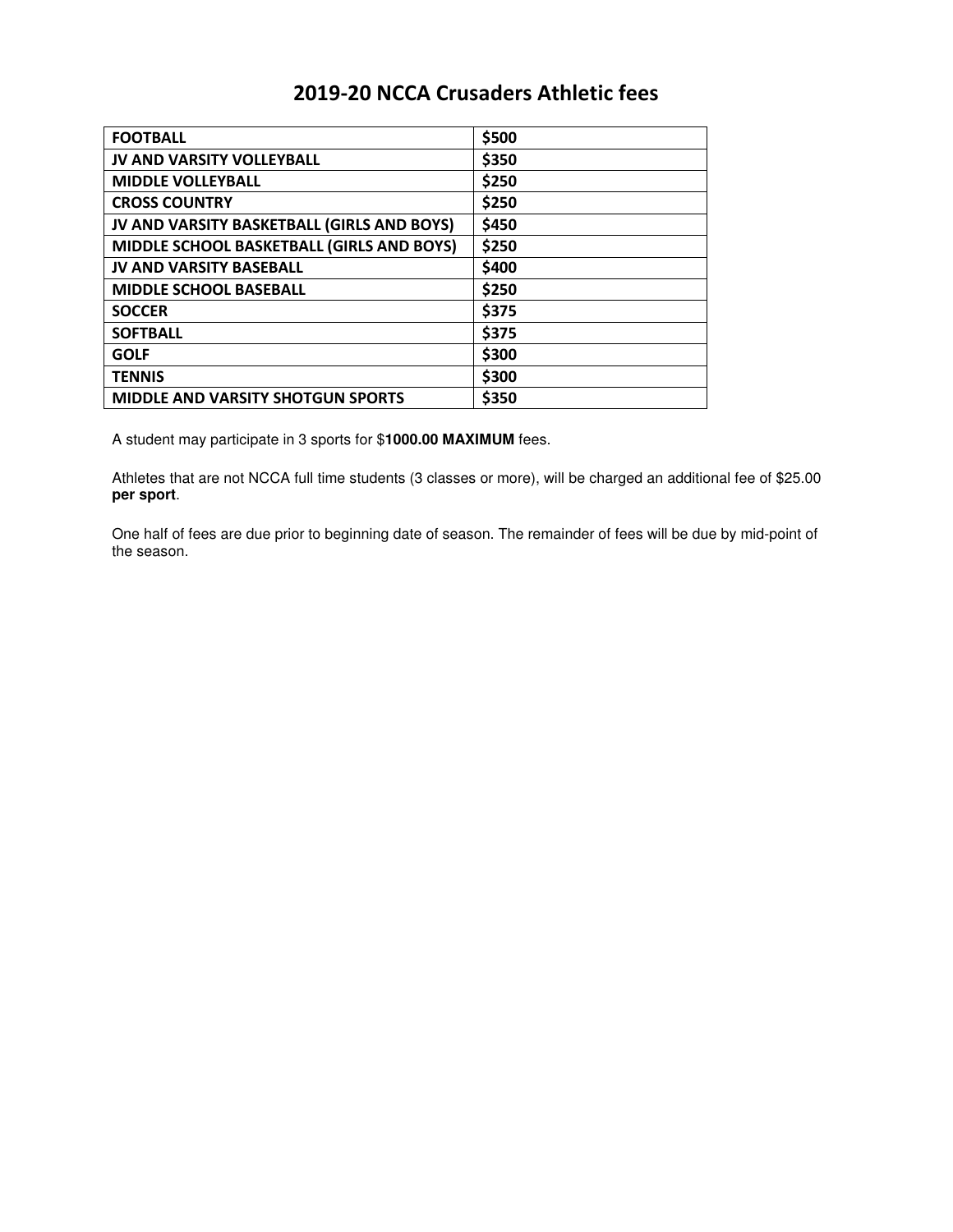# 2019-20 NCCA Crusaders Athletic fees

| **FOOTBALL** | **$500** |
|---|---|
| **JV AND VARSITY VOLLEYBALL** | **$350** |
| **MIDDLE VOLLEYBALL** | **$250** |
| **CROSS COUNTRY** | **$250** |
| **JV AND VARSITY BASKETBALL (GIRLS AND BOYS)** | **$450** |
| **MIDDLE SCHOOL BASKETBALL (GIRLS AND BOYS)** | **$250** |
| **JV AND VARSITY BASEBALL** | **$400** |
| **MIDDLE SCHOOL BASEBALL** | **$250** |
| **SOCCER** | **$375** |
| **SOFTBALL** | **$375** |
| **GOLF** | **$300** |
| **TENNIS** | **$300** |
| **MIDDLE AND VARSITY SHOTGUN SPORTS** | **$350** |

A student may participate in 3 sports for $**1000.00 MAXIMUM** fees.

Athletes that are not NCCA full time students (3 classes or more), will be charged an additional fee of $25.00 **per sport**.

One half of fees are due prior to beginning date of season. The remainder of fees will be due by mid-point of the season.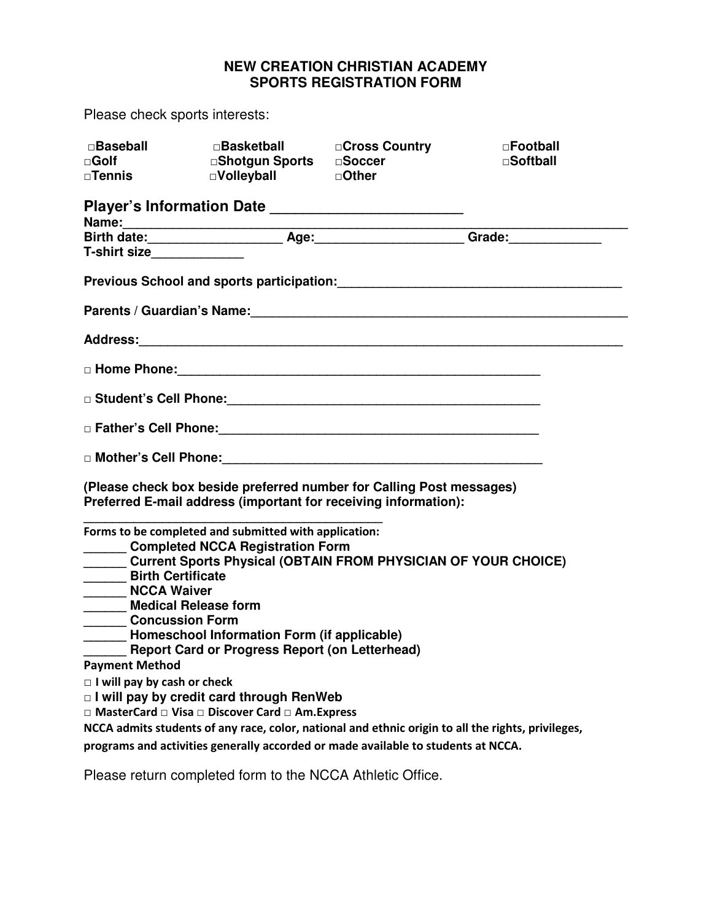# NEW CREATION CHRISTIAN ACADEMY
## SPORTS REGISTRATION FORM

Please check sports interests:

| | | | |
|---|---|---|---|
| □**Baseball** | □**Basketball** | □**Cross Country** | □**Football** |
| □**Golf** | □**Shotgun Sports** | □**Soccer** | □**Softball** |
| □**Tennis** | □**Volleyball** | □**Other** | |

## Player's Information Date _______________________

**Name:**_________________________________________________________________________

**Birth date:**__________________ **Age:**____________________ **Grade:**_____________

**T-shirt size**_____________

**Previous School and sports participation:**________________________________________

**Parents / Guardian's Name:**______________________________________________________

**Address:**________________________________________________________________

□ **Home Phone:**____________________________________________________

□ **Student's Cell Phone:**_____________________________________________

□ **Father's Cell Phone:**_____________________________________________

□ **Mother's Cell Phone:**_____________________________________________

**(Please check box beside preferred number for Calling Post messages)**
**Preferred E-mail address (important for receiving information):**

_____________________________________________

**Forms to be completed and submitted with application:**

______ **Completed NCCA Registration Form**
______ **Current Sports Physical (OBTAIN FROM PHYSICIAN OF YOUR CHOICE)**
______ **Birth Certificate**
______ **NCCA Waiver**
______ **Medical Release form**
______ **Concussion Form**
______ **Homeschool Information Form (if applicable)**
______ **Report Card or Progress Report (on Letterhead)**

**Payment Method**

□ **I will pay by cash or check**

□ **I will pay by credit card through RenWeb**

□ **MasterCard** □ **Visa** □ **Discover Card** □ **Am.Express**

**NCCA admits students of any race, color, national and ethnic origin to all the rights, privileges, programs and activities generally accorded or made available to students at NCCA.**

Please return completed form to the NCCA Athletic Office.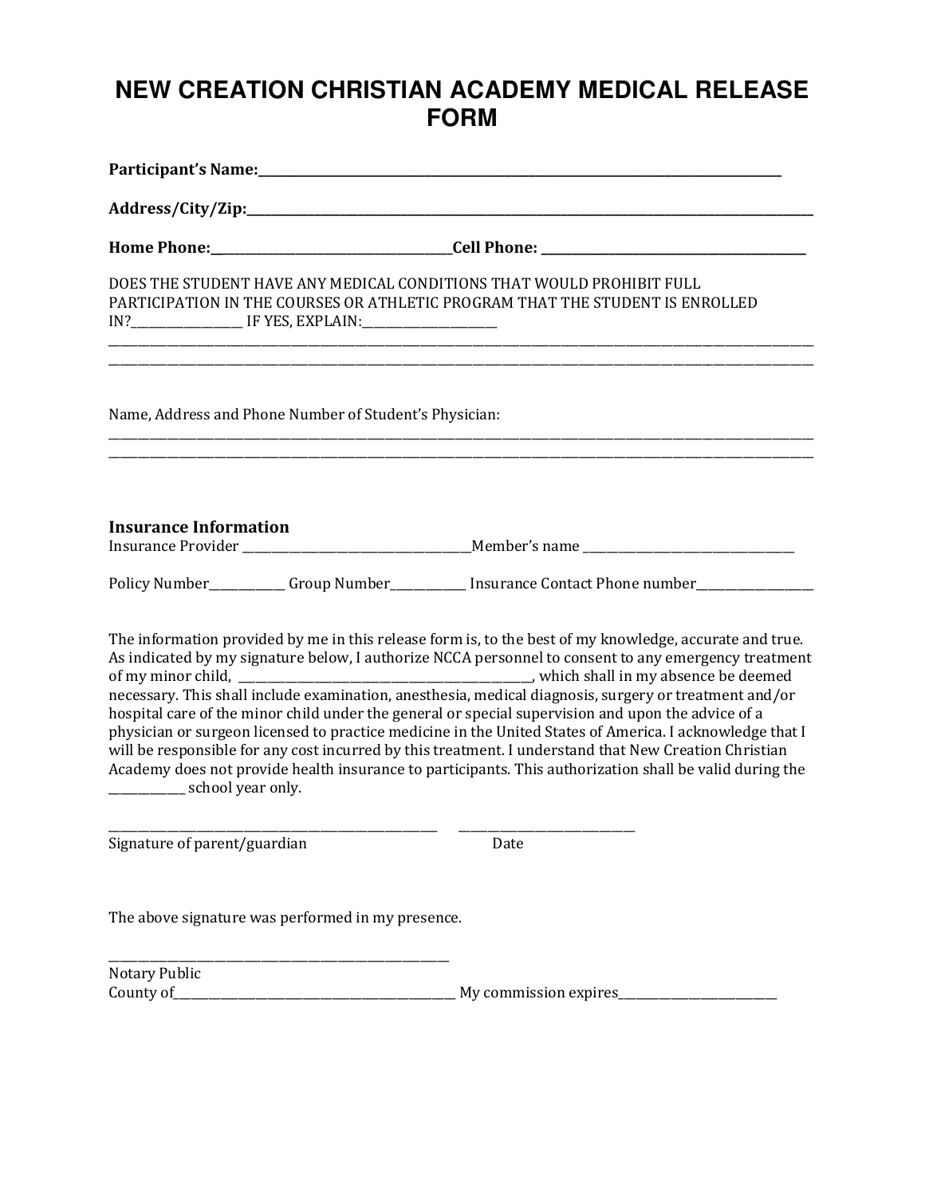# NEW CREATION CHRISTIAN ACADEMY MEDICAL RELEASE FORM

**Participant's Name:**_______________________________________________

**Address/City/Zip:**_______________________________________________

**Home Phone:**____________________**Cell Phone:** ____________________

DOES THE STUDENT HAVE ANY MEDICAL CONDITIONS THAT WOULD PROHIBIT FULL PARTICIPATION IN THE COURSES OR ATHLETIC PROGRAM THAT THE STUDENT IS ENROLLED IN?__________ IF YES, EXPLAIN:____________

_______________________________________________________________

_______________________________________________________________

Name, Address and Phone Number of Student's Physician:

_______________________________________________________________

_______________________________________________________________

**Insurance Information**

Insurance Provider ____________________Member's name ____________________

Policy Number_______ Group Number_______ Insurance Contact Phone number__________

The information provided by me in this release form is, to the best of my knowledge, accurate and true. As indicated by my signature below, I authorize NCCA personnel to consent to any emergency treatment of my minor child, _________________________, which shall in my absence be deemed necessary. This shall include examination, anesthesia, medical diagnosis, surgery or treatment and/or hospital care of the minor child under the general or special supervision and upon the advice of a physician or surgeon licensed to practice medicine in the United States of America. I acknowledge that I will be responsible for any cost incurred by this treatment. I understand that New Creation Christian Academy does not provide health insurance to participants. This authorization shall be valid during the _______ school year only.

_____________________________ _______________

Signature of parent/guardian Date

The above signature was performed in my presence.

_____________________________

Notary Public

County of_________________________ My commission expires______________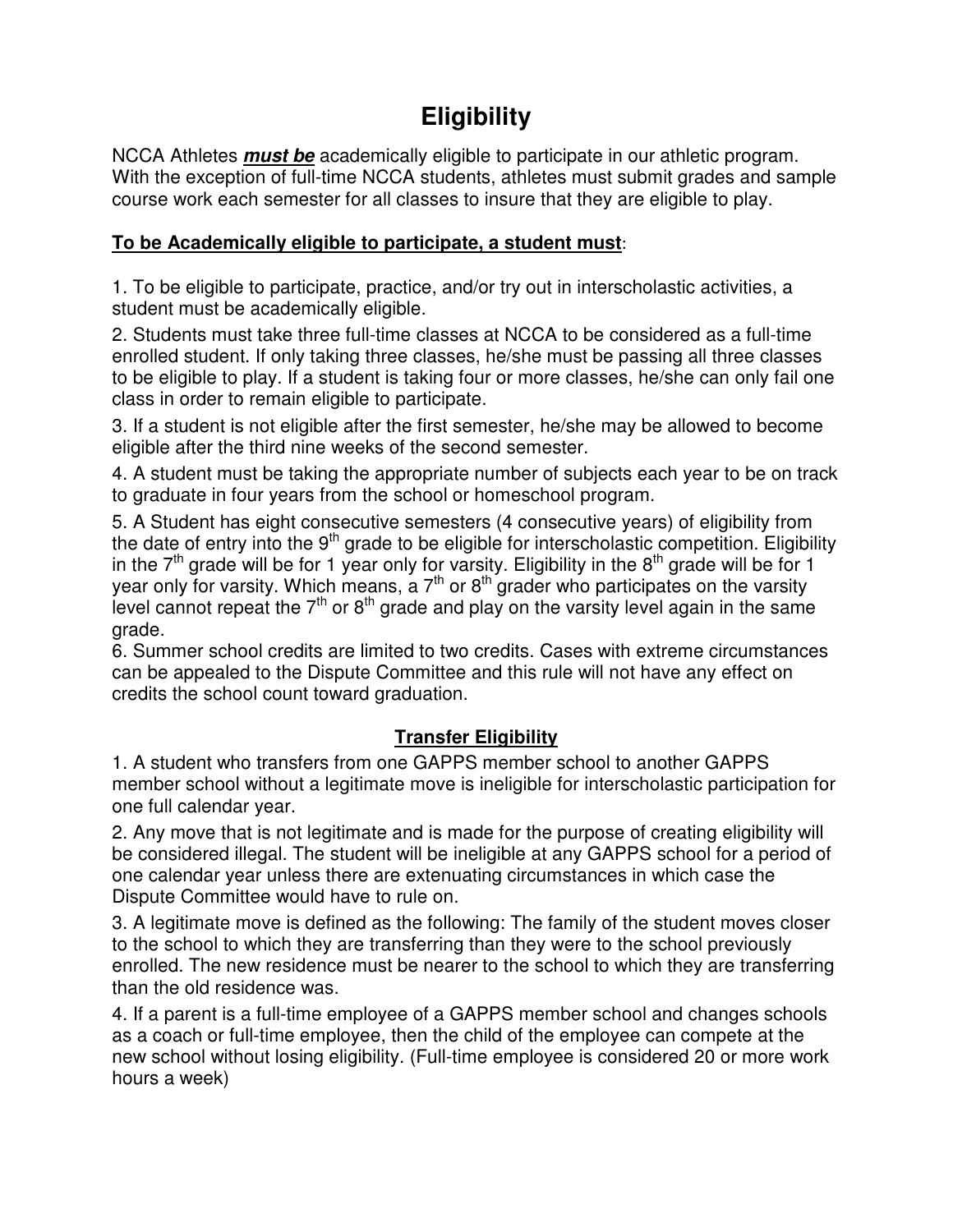# Eligibility

NCCA Athletes ***must be*** academically eligible to participate in our athletic program. With the exception of full-time NCCA students, athletes must submit grades and sample course work each semester for all classes to insure that they are eligible to play.

**To be Academically eligible to participate, a student must**:

1. To be eligible to participate, practice, and/or try out in interscholastic activities, a student must be academically eligible.
2. Students must take three full-time classes at NCCA to be considered as a full-time enrolled student. If only taking three classes, he/she must be passing all three classes to be eligible to play. If a student is taking four or more classes, he/she can only fail one class in order to remain eligible to participate.
3. If a student is not eligible after the first semester, he/she may be allowed to become eligible after the third nine weeks of the second semester.
4. A student must be taking the appropriate number of subjects each year to be on track to graduate in four years from the school or homeschool program.
5. A Student has eight consecutive semesters (4 consecutive years) of eligibility from the date of entry into the 9th grade to be eligible for interscholastic competition. Eligibility in the 7th grade will be for 1 year only for varsity. Eligibility in the 8th grade will be for 1 year only for varsity. Which means, a 7th or 8th grader who participates on the varsity level cannot repeat the 7th or 8th grade and play on the varsity level again in the same grade.
6. Summer school credits are limited to two credits. Cases with extreme circumstances can be appealed to the Dispute Committee and this rule will not have any effect on credits the school count toward graduation.

## Transfer Eligibility

1. A student who transfers from one GAPPS member school to another GAPPS member school without a legitimate move is ineligible for interscholastic participation for one full calendar year.
2. Any move that is not legitimate and is made for the purpose of creating eligibility will be considered illegal. The student will be ineligible at any GAPPS school for a period of one calendar year unless there are extenuating circumstances in which case the Dispute Committee would have to rule on.
3. A legitimate move is defined as the following: The family of the student moves closer to the school to which they are transferring than they were to the school previously enrolled. The new residence must be nearer to the school to which they are transferring than the old residence was.
4. If a parent is a full-time employee of a GAPPS member school and changes schools as a coach or full-time employee, then the child of the employee can compete at the new school without losing eligibility. (Full-time employee is considered 20 or more work hours a week)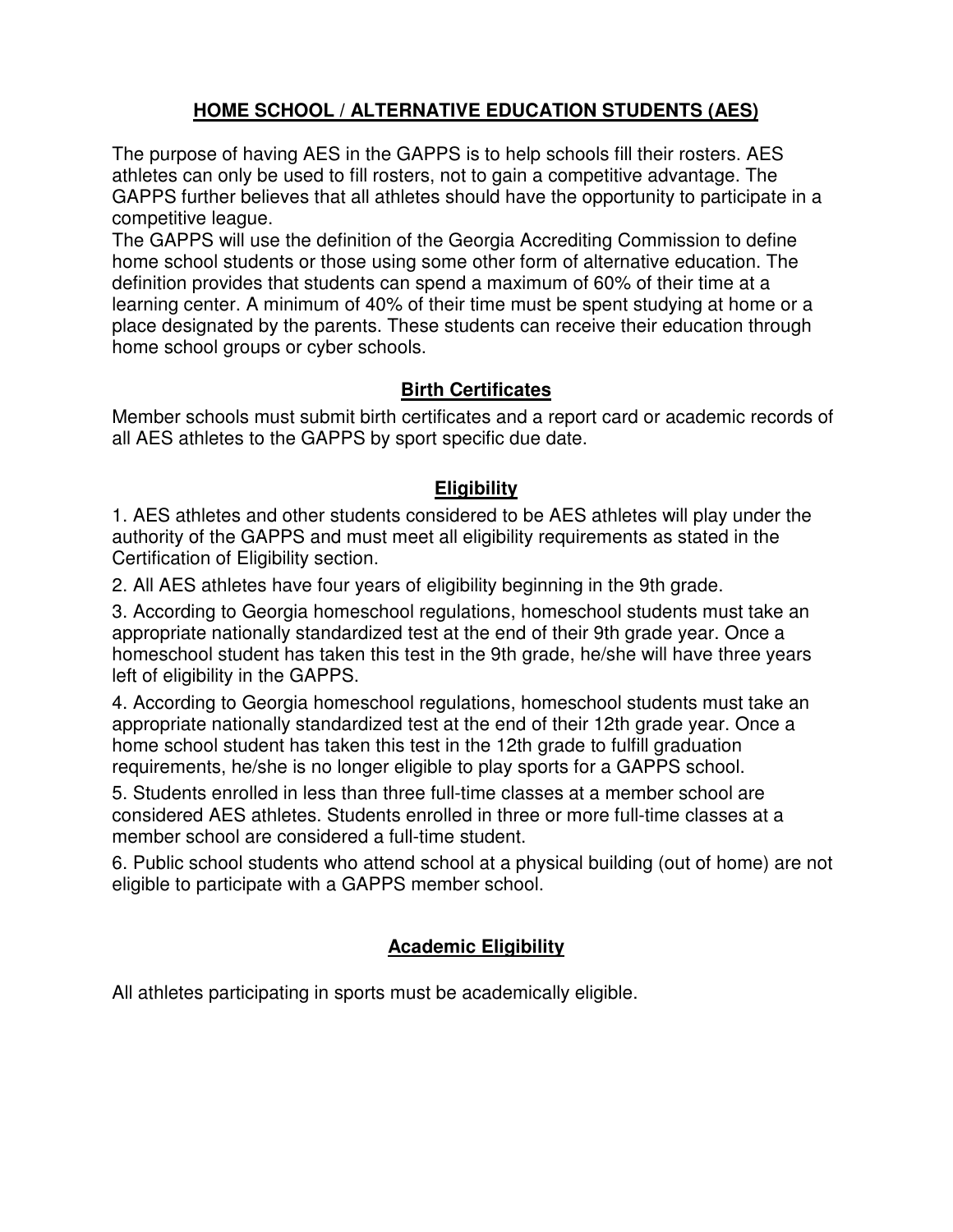# HOME SCHOOL / ALTERNATIVE EDUCATION STUDENTS (AES)

The purpose of having AES in the GAPPS is to help schools fill their rosters. AES athletes can only be used to fill rosters, not to gain a competitive advantage. The GAPPS further believes that all athletes should have the opportunity to participate in a competitive league.

The GAPPS will use the definition of the Georgia Accrediting Commission to define home school students or those using some other form of alternative education. The definition provides that students can spend a maximum of 60% of their time at a learning center. A minimum of 40% of their time must be spent studying at home or a place designated by the parents. These students can receive their education through home school groups or cyber schools.

## Birth Certificates

Member schools must submit birth certificates and a report card or academic records of all AES athletes to the GAPPS by sport specific due date.

## Eligibility

1. AES athletes and other students considered to be AES athletes will play under the authority of the GAPPS and must meet all eligibility requirements as stated in the Certification of Eligibility section.
2. All AES athletes have four years of eligibility beginning in the 9th grade.
3. According to Georgia homeschool regulations, homeschool students must take an appropriate nationally standardized test at the end of their 9th grade year. Once a homeschool student has taken this test in the 9th grade, he/she will have three years left of eligibility in the GAPPS.
4. According to Georgia homeschool regulations, homeschool students must take an appropriate nationally standardized test at the end of their 12th grade year. Once a home school student has taken this test in the 12th grade to fulfill graduation requirements, he/she is no longer eligible to play sports for a GAPPS school.
5. Students enrolled in less than three full-time classes at a member school are considered AES athletes. Students enrolled in three or more full-time classes at a member school are considered a full-time student.
6. Public school students who attend school at a physical building (out of home) are not eligible to participate with a GAPPS member school.

## Academic Eligibility

All athletes participating in sports must be academically eligible.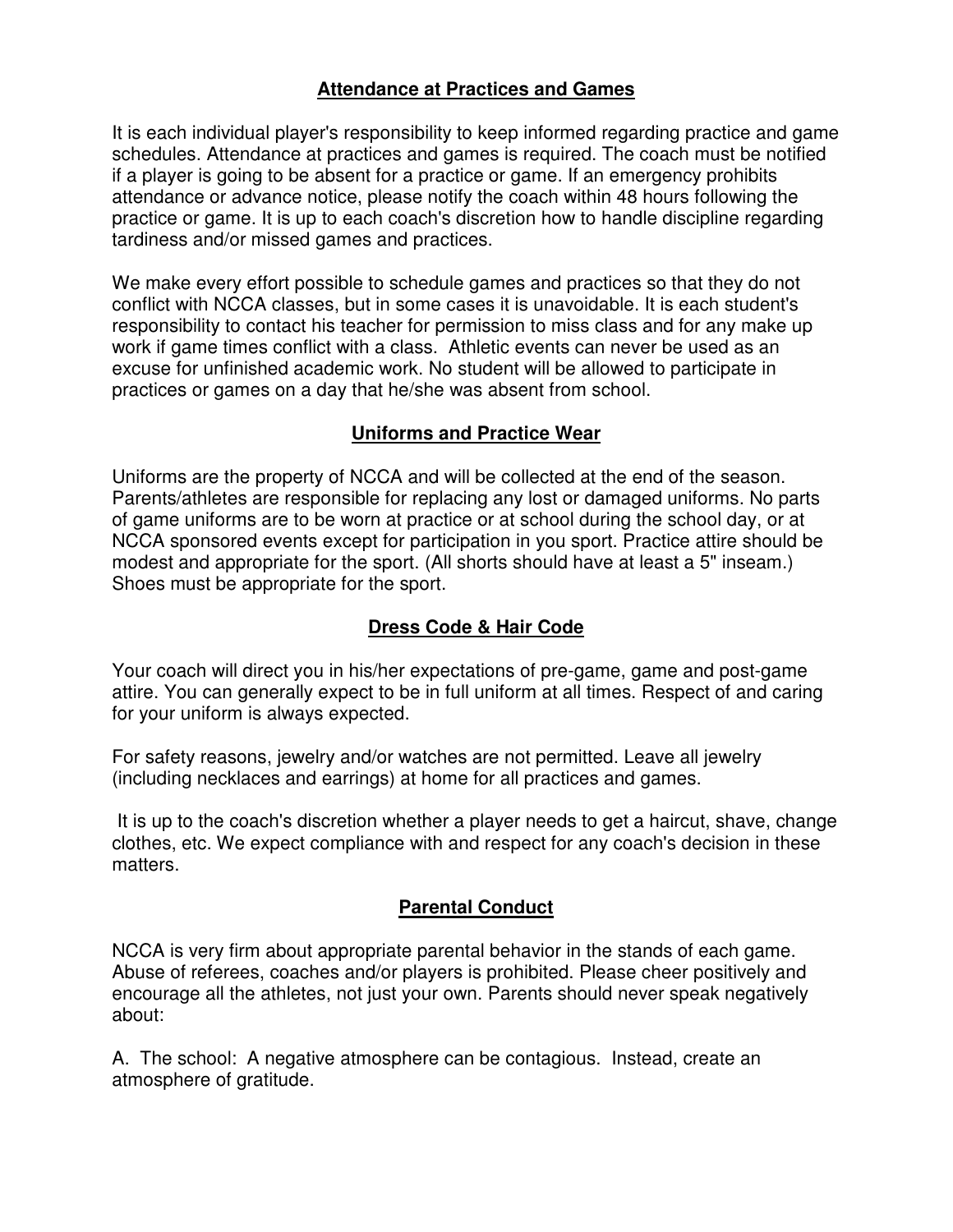## Attendance at Practices and Games

It is each individual player's responsibility to keep informed regarding practice and game schedules. Attendance at practices and games is required. The coach must be notified if a player is going to be absent for a practice or game. If an emergency prohibits attendance or advance notice, please notify the coach within 48 hours following the practice or game. It is up to each coach's discretion how to handle discipline regarding tardiness and/or missed games and practices.

We make every effort possible to schedule games and practices so that they do not conflict with NCCA classes, but in some cases it is unavoidable. It is each student's responsibility to contact his teacher for permission to miss class and for any make up work if game times conflict with a class. Athletic events can never be used as an excuse for unfinished academic work. No student will be allowed to participate in practices or games on a day that he/she was absent from school.

## Uniforms and Practice Wear

Uniforms are the property of NCCA and will be collected at the end of the season. Parents/athletes are responsible for replacing any lost or damaged uniforms. No parts of game uniforms are to be worn at practice or at school during the school day, or at NCCA sponsored events except for participation in you sport. Practice attire should be modest and appropriate for the sport. (All shorts should have at least a 5" inseam.) Shoes must be appropriate for the sport.

## Dress Code & Hair Code

Your coach will direct you in his/her expectations of pre-game, game and post-game attire. You can generally expect to be in full uniform at all times. Respect of and caring for your uniform is always expected.

For safety reasons, jewelry and/or watches are not permitted. Leave all jewelry (including necklaces and earrings) at home for all practices and games.

It is up to the coach's discretion whether a player needs to get a haircut, shave, change clothes, etc. We expect compliance with and respect for any coach's decision in these matters.

## Parental Conduct

NCCA is very firm about appropriate parental behavior in the stands of each game. Abuse of referees, coaches and/or players is prohibited. Please cheer positively and encourage all the athletes, not just your own. Parents should never speak negatively about:

A. The school: A negative atmosphere can be contagious. Instead, create an atmosphere of gratitude.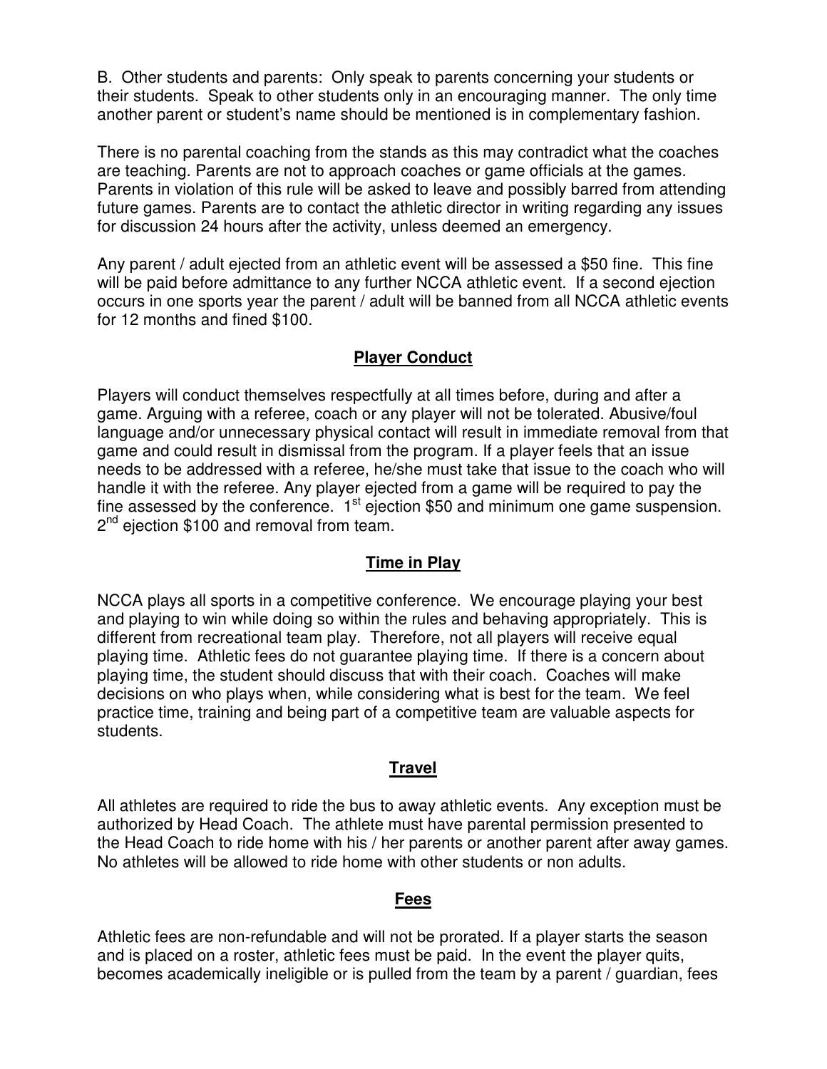B. Other students and parents: Only speak to parents concerning your students or their students. Speak to other students only in an encouraging manner. The only time another parent or student's name should be mentioned is in complementary fashion.

There is no parental coaching from the stands as this may contradict what the coaches are teaching. Parents are not to approach coaches or game officials at the games. Parents in violation of this rule will be asked to leave and possibly barred from attending future games. Parents are to contact the athletic director in writing regarding any issues for discussion 24 hours after the activity, unless deemed an emergency.

Any parent / adult ejected from an athletic event will be assessed a $50 fine. This fine will be paid before admittance to any further NCCA athletic event. If a second ejection occurs in one sports year the parent / adult will be banned from all NCCA athletic events for 12 months and fined $100.

## Player Conduct

Players will conduct themselves respectfully at all times before, during and after a game. Arguing with a referee, coach or any player will not be tolerated. Abusive/foul language and/or unnecessary physical contact will result in immediate removal from that game and could result in dismissal from the program. If a player feels that an issue needs to be addressed with a referee, he/she must take that issue to the coach who will handle it with the referee. Any player ejected from a game will be required to pay the fine assessed by the conference. 1st ejection $50 and minimum one game suspension. 2nd ejection $100 and removal from team.

## Time in Play

NCCA plays all sports in a competitive conference. We encourage playing your best and playing to win while doing so within the rules and behaving appropriately. This is different from recreational team play. Therefore, not all players will receive equal playing time. Athletic fees do not guarantee playing time. If there is a concern about playing time, the student should discuss that with their coach. Coaches will make decisions on who plays when, while considering what is best for the team. We feel practice time, training and being part of a competitive team are valuable aspects for students.

## Travel

All athletes are required to ride the bus to away athletic events. Any exception must be authorized by Head Coach. The athlete must have parental permission presented to the Head Coach to ride home with his / her parents or another parent after away games. No athletes will be allowed to ride home with other students or non adults.

## Fees

Athletic fees are non-refundable and will not be prorated. If a player starts the season and is placed on a roster, athletic fees must be paid. In the event the player quits, becomes academically ineligible or is pulled from the team by a parent / guardian, fees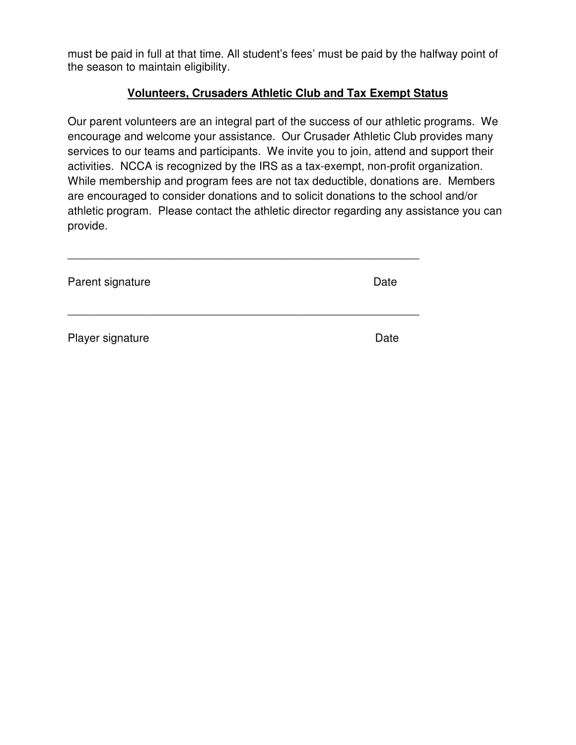must be paid in full at that time. All student's fees' must be paid by the halfway point of the season to maintain eligibility.

## **Volunteers, Crusaders Athletic Club and Tax Exempt Status**

Our parent volunteers are an integral part of the success of our athletic programs. We encourage and welcome your assistance. Our Crusader Athletic Club provides many services to our teams and participants. We invite you to join, attend and support their activities. NCCA is recognized by the IRS as a tax-exempt, non-profit organization. While membership and program fees are not tax deductible, donations are. Members are encouraged to consider donations and to solicit donations to the school and/or athletic program. Please contact the athletic director regarding any assistance you can provide.

_____________________________________________________________

Parent signature Date

_____________________________________________________________

Player signature Date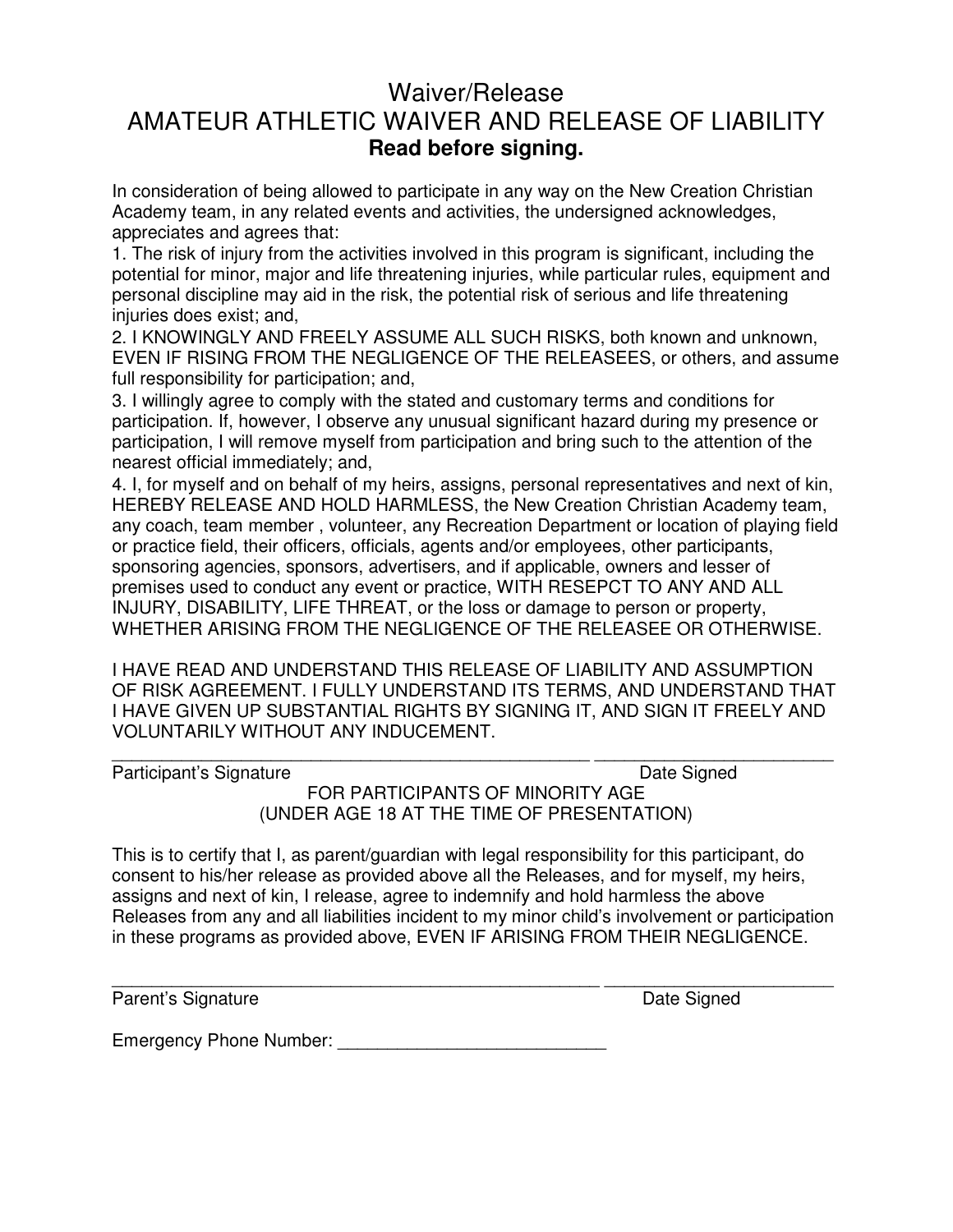# Waiver/Release

# AMATEUR ATHLETIC WAIVER AND RELEASE OF LIABILITY

**Read before signing.**

In consideration of being allowed to participate in any way on the New Creation Christian Academy team, in any related events and activities, the undersigned acknowledges, appreciates and agrees that:

1. The risk of injury from the activities involved in this program is significant, including the potential for minor, major and life threatening injuries, while particular rules, equipment and personal discipline may aid in the risk, the potential risk of serious and life threatening injuries does exist; and,
2. I KNOWINGLY AND FREELY ASSUME ALL SUCH RISKS, both known and unknown, EVEN IF RISING FROM THE NEGLIGENCE OF THE RELEASEES, or others, and assume full responsibility for participation; and,
3. I willingly agree to comply with the stated and customary terms and conditions for participation. If, however, I observe any unusual significant hazard during my presence or participation, I will remove myself from participation and bring such to the attention of the nearest official immediately; and,
4. I, for myself and on behalf of my heirs, assigns, personal representatives and next of kin, HEREBY RELEASE AND HOLD HARMLESS, the New Creation Christian Academy team, any coach, team member , volunteer, any Recreation Department or location of playing field or practice field, their officers, officials, agents and/or employees, other participants, sponsoring agencies, sponsors, advertisers, and if applicable, owners and lesser of premises used to conduct any event or practice, WITH RESEPCT TO ANY AND ALL INJURY, DISABILITY, LIFE THREAT, or the loss or damage to person or property, WHETHER ARISING FROM THE NEGLIGENCE OF THE RELEASEE OR OTHERWISE.

I HAVE READ AND UNDERSTAND THIS RELEASE OF LIABILITY AND ASSUMPTION OF RISK AGREEMENT. I FULLY UNDERSTAND ITS TERMS, AND UNDERSTAND THAT I HAVE GIVEN UP SUBSTANTIAL RIGHTS BY SIGNING IT, AND SIGN IT FREELY AND VOLUNTARILY WITHOUT ANY INDUCEMENT.

_________________________________________________ ________________________

Participant's Signature Date Signed

FOR PARTICIPANTS OF MINORITY AGE
(UNDER AGE 18 AT THE TIME OF PRESENTATION)

This is to certify that I, as parent/guardian with legal responsibility for this participant, do consent to his/her release as provided above all the Releases, and for myself, my heirs, assigns and next of kin, I release, agree to indemnify and hold harmless the above Releases from any and all liabilities incident to my minor child's involvement or participation in these programs as provided above, EVEN IF ARISING FROM THEIR NEGLIGENCE.

_________________________________________________ ________________________

Parent's Signature Date Signed

Emergency Phone Number: ___________________________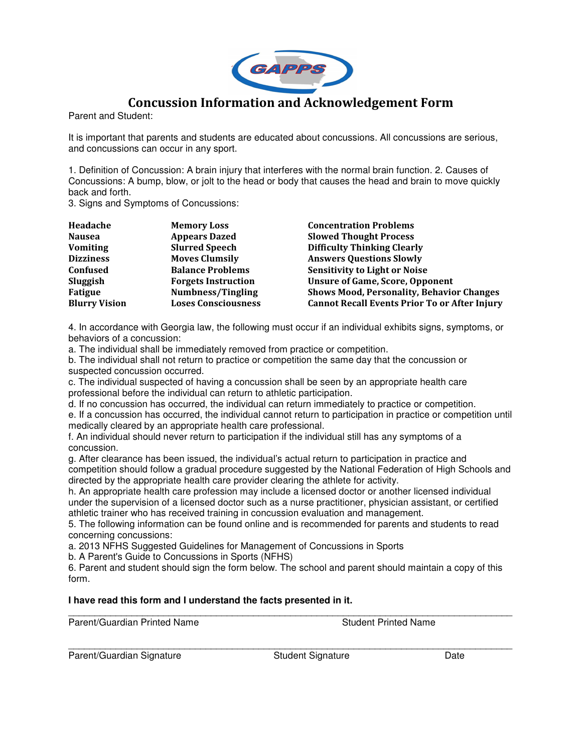# Concussion Information and Acknowledgement Form

Parent and Student:

It is important that parents and students are educated about concussions. All concussions are serious, and concussions can occur in any sport.

1. Definition of Concussion: A brain injury that interferes with the normal brain function. 2. Causes of Concussions: A bump, blow, or jolt to the head or body that causes the head and brain to move quickly back and forth.
3. Signs and Symptoms of Concussions:

| | | |
|---|---|---|
| **Headache** | **Memory Loss** | **Concentration Problems** |
| **Nausea** | **Appears Dazed** | **Slowed Thought Process** |
| **Vomiting** | **Slurred Speech** | **Difficulty Thinking Clearly** |
| **Dizziness** | **Moves Clumsily** | **Answers Questions Slowly** |
| **Confused** | **Balance Problems** | **Sensitivity to Light or Noise** |
| **Sluggish** | **Forgets Instruction** | **Unsure of Game, Score, Opponent** |
| **Fatigue** | **Numbness/Tingling** | **Shows Mood, Personality, Behavior Changes** |
| **Blurry Vision** | **Loses Consciousness** | **Cannot Recall Events Prior To or After Injury** |

4. In accordance with Georgia law, the following must occur if an individual exhibits signs, symptoms, or behaviors of a concussion:
a. The individual shall be immediately removed from practice or competition.
b. The individual shall not return to practice or competition the same day that the concussion or suspected concussion occurred.
c. The individual suspected of having a concussion shall be seen by an appropriate health care professional before the individual can return to athletic participation.
d. If no concussion has occurred, the individual can return immediately to practice or competition.
e. If a concussion has occurred, the individual cannot return to participation in practice or competition until medically cleared by an appropriate health care professional.
f. An individual should never return to participation if the individual still has any symptoms of a concussion.
g. After clearance has been issued, the individual's actual return to participation in practice and competition should follow a gradual procedure suggested by the National Federation of High Schools and directed by the appropriate health care provider clearing the athlete for activity.
h. An appropriate health care profession may include a licensed doctor or another licensed individual under the supervision of a licensed doctor such as a nurse practitioner, physician assistant, or certified athletic trainer who has received training in concussion evaluation and management.
5. The following information can be found online and is recommended for parents and students to read concerning concussions:
a. 2013 NFHS Suggested Guidelines for Management of Concussions in Sports
b. A Parent's Guide to Concussions in Sports (NFHS)
6. Parent and student should sign the form below. The school and parent should maintain a copy of this form.

**I have read this form and I understand the facts presented in it.**

\_\_\_\_\_\_\_\_\_\_\_\_\_\_\_\_\_\_\_\_\_\_\_\_\_\_\_\_\_\_\_\_\_\_\_\_\_\_\_\_\_\_\_\_\_\_\_\_\_\_\_\_\_\_\_\_\_\_\_\_\_\_\_\_\_\_\_\_\_\_\_\_
Parent/Guardian Printed Name                                        Student Printed Name

\_\_\_\_\_\_\_\_\_\_\_\_\_\_\_\_\_\_\_\_\_\_\_\_\_\_\_\_\_\_\_\_\_\_\_\_\_\_\_\_\_\_\_\_\_\_\_\_\_\_\_\_\_\_\_\_\_\_\_\_\_\_\_\_\_\_\_\_\_\_\_\_
Parent/Guardian Signature                        Student Signature                        Date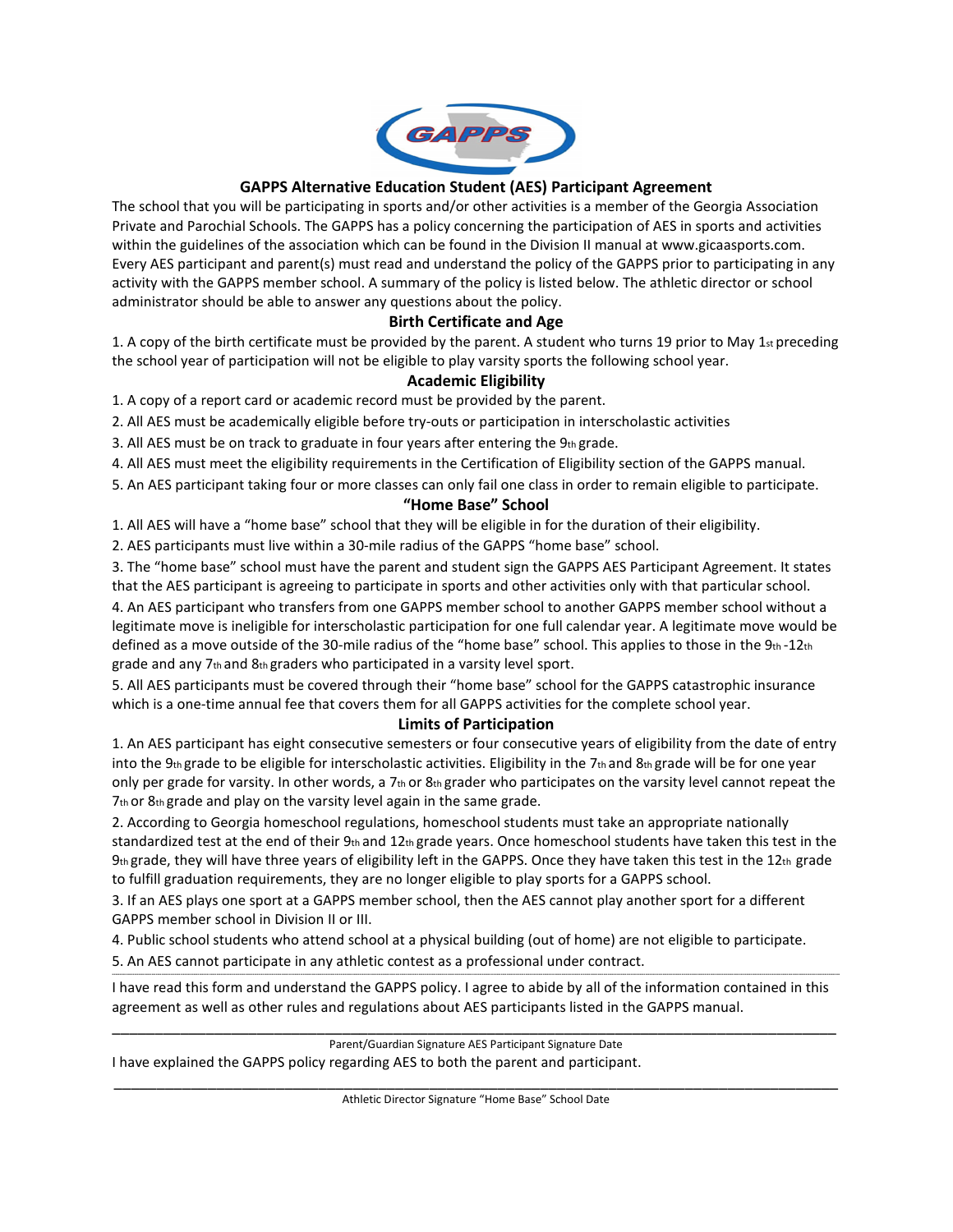# GAPPS Alternative Education Student (AES) Participant Agreement

The school that you will be participating in sports and/or other activities is a member of the Georgia Association Private and Parochial Schools. The GAPPS has a policy concerning the participation of AES in sports and activities within the guidelines of the association which can be found in the Division II manual at www.gicaasports.com. Every AES participant and parent(s) must read and understand the policy of the GAPPS prior to participating in any activity with the GAPPS member school. A summary of the policy is listed below. The athletic director or school administrator should be able to answer any questions about the policy.

## Birth Certificate and Age

1. A copy of the birth certificate must be provided by the parent. A student who turns 19 prior to May 1st preceding the school year of participation will not be eligible to play varsity sports the following school year.

## Academic Eligibility

1. A copy of a report card or academic record must be provided by the parent.
2. All AES must be academically eligible before try-outs or participation in interscholastic activities
3. All AES must be on track to graduate in four years after entering the 9th grade.
4. All AES must meet the eligibility requirements in the Certification of Eligibility section of the GAPPS manual.
5. An AES participant taking four or more classes can only fail one class in order to remain eligible to participate.

## "Home Base" School

1. All AES will have a "home base" school that they will be eligible in for the duration of their eligibility.
2. AES participants must live within a 30-mile radius of the GAPPS "home base" school.
3. The "home base" school must have the parent and student sign the GAPPS AES Participant Agreement. It states that the AES participant is agreeing to participate in sports and other activities only with that particular school.
4. An AES participant who transfers from one GAPPS member school to another GAPPS member school without a legitimate move is ineligible for interscholastic participation for one full calendar year. A legitimate move would be defined as a move outside of the 30-mile radius of the "home base" school. This applies to those in the 9th -12th grade and any 7th and 8th graders who participated in a varsity level sport.
5. All AES participants must be covered through their "home base" school for the GAPPS catastrophic insurance which is a one-time annual fee that covers them for all GAPPS activities for the complete school year.

## Limits of Participation

1. An AES participant has eight consecutive semesters or four consecutive years of eligibility from the date of entry into the 9th grade to be eligible for interscholastic activities. Eligibility in the 7th and 8th grade will be for one year only per grade for varsity. In other words, a 7th or 8th grader who participates on the varsity level cannot repeat the 7th or 8th grade and play on the varsity level again in the same grade.
2. According to Georgia homeschool regulations, homeschool students must take an appropriate nationally standardized test at the end of their 9th and 12th grade years. Once homeschool students have taken this test in the 9th grade, they will have three years of eligibility left in the GAPPS. Once they have taken this test in the 12th grade to fulfill graduation requirements, they are no longer eligible to play sports for a GAPPS school.
3. If an AES plays one sport at a GAPPS member school, then the AES cannot play another sport for a different GAPPS member school in Division II or III.
4. Public school students who attend school at a physical building (out of home) are not eligible to participate.
5. An AES cannot participate in any athletic contest as a professional under contract.

---

I have read this form and understand the GAPPS policy. I agree to abide by all of the information contained in this agreement as well as other rules and regulations about AES participants listed in the GAPPS manual.

\_\_\_\_\_\_\_\_\_\_\_\_\_\_\_\_\_\_\_\_\_\_\_\_\_\_\_\_\_\_\_\_\_\_\_\_\_\_\_\_\_\_\_\_\_\_\_\_\_\_\_\_\_\_\_\_\_\_\_\_\_\_\_\_\_\_\_\_\_\_

Parent/Guardian Signature AES Participant Signature Date

I have explained the GAPPS policy regarding AES to both the parent and participant.

\_\_\_\_\_\_\_\_\_\_\_\_\_\_\_\_\_\_\_\_\_\_\_\_\_\_\_\_\_\_\_\_\_\_\_\_\_\_\_\_\_\_\_\_\_\_\_\_\_\_\_\_\_\_\_\_\_\_\_\_\_\_\_\_\_\_\_\_\_\_

Athletic Director Signature "Home Base" School Date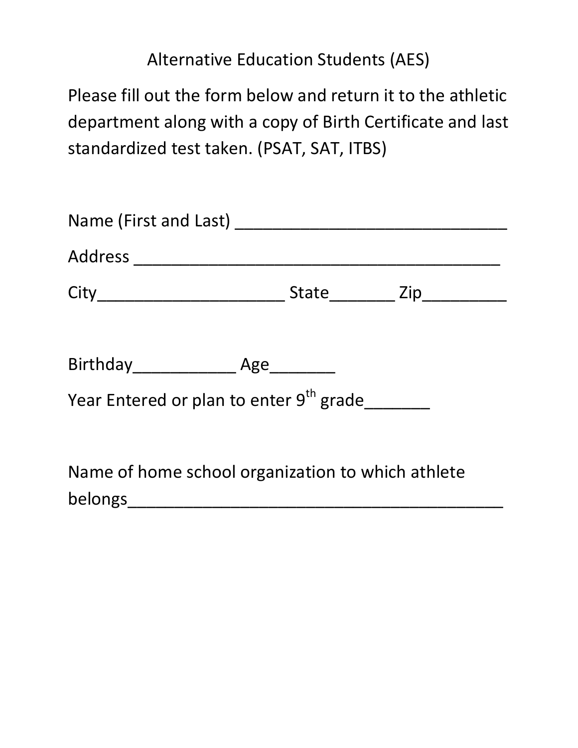# Alternative Education Students (AES)

Please fill out the form below and return it to the athletic department along with a copy of Birth Certificate and last standardized test taken. (PSAT, SAT, ITBS)

Name (First and Last) ______________________________

Address ________________________________________

City____________________ State_______ Zip_________

Birthday___________ Age_______

Year Entered or plan to enter 9th grade_______

Name of home school organization to which athlete belongs__________________________________________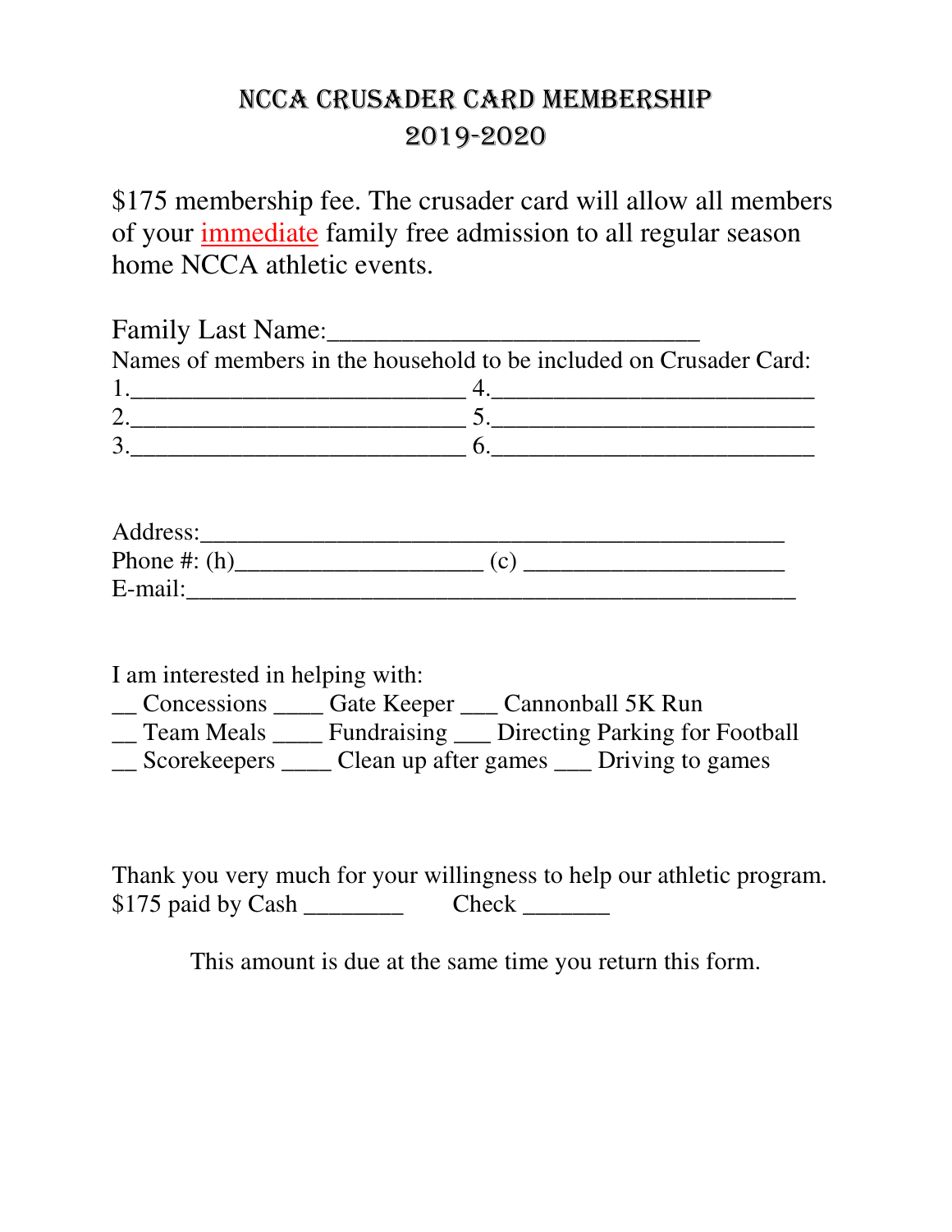# NCCA Crusader Card Membership
# 2019-2020

$175 membership fee. The crusader card will allow all members of your immediate family free admission to all regular season home NCCA athletic events.

Family Last Name:___________________________

Names of members in the household to be included on Crusader Card:

1.___________________________ 4.__________________________
2.___________________________ 5.__________________________
3.___________________________ 6.__________________________

Address:_______________________________________________
Phone #: (h)____________________ (c) _____________________
E-mail:_________________________________________________

I am interested in helping with:

__ Concessions ____ Gate Keeper ___ Cannonball 5K Run
__ Team Meals ____ Fundraising ___ Directing Parking for Football
__ Scorekeepers ____ Clean up after games ___ Driving to games

Thank you very much for your willingness to help our athletic program.

$175 paid by Cash ________ Check _______

This amount is due at the same time you return this form.